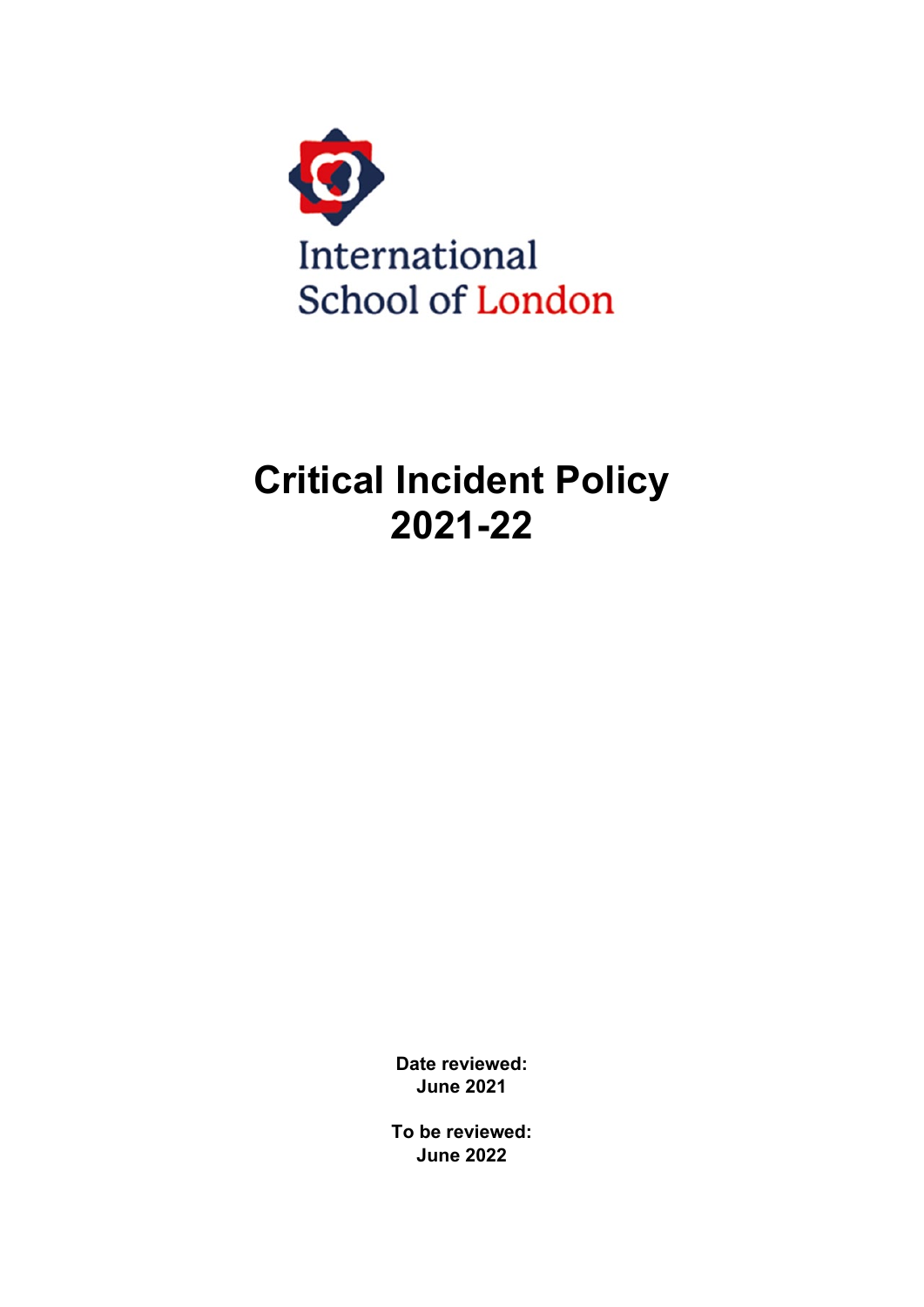International School of London

# Critical Incident Policy 2021-22

**Date reviewed:**
**June 2021**

**To be reviewed:**
**June 2022**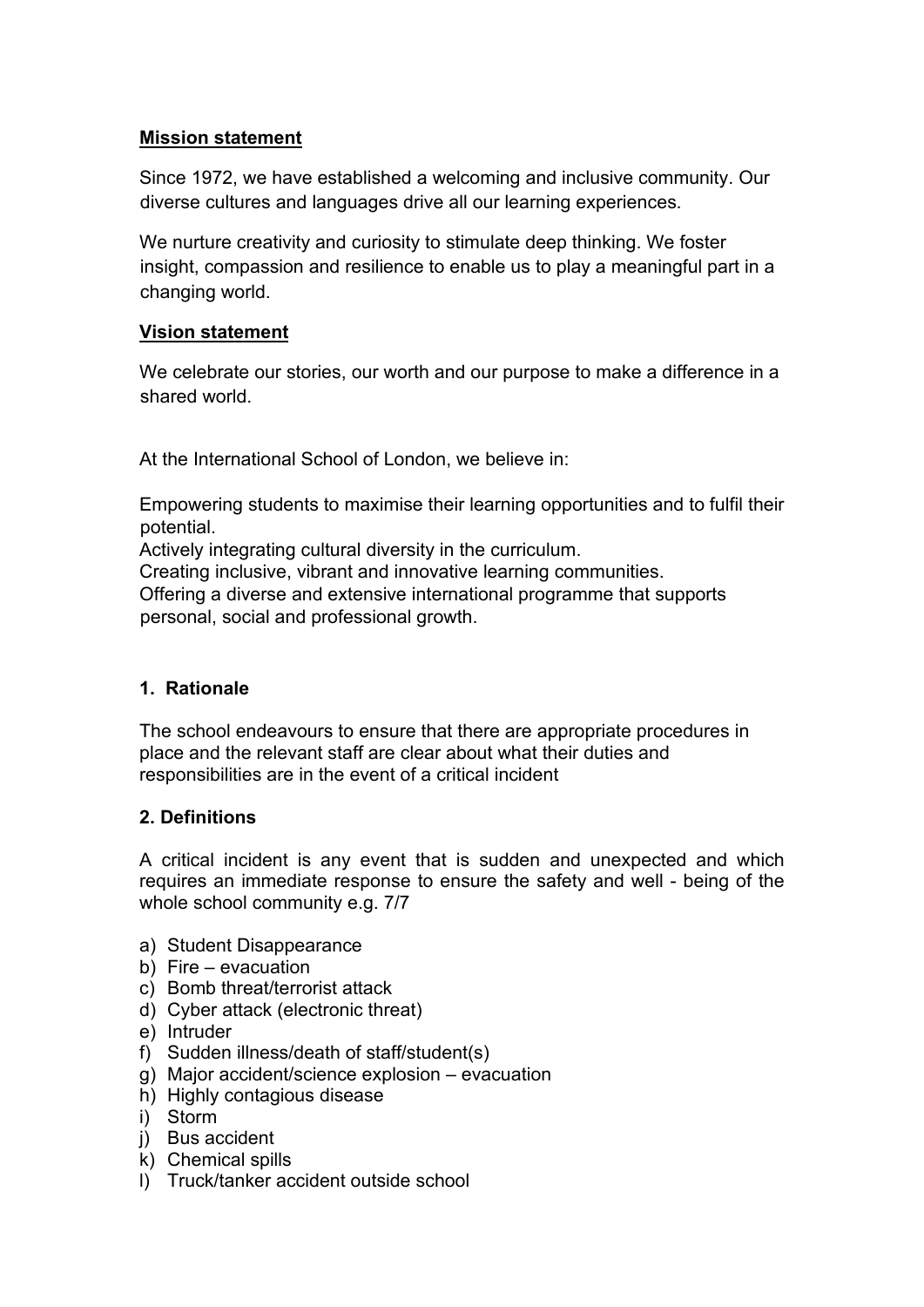**Mission statement**

Since 1972, we have established a welcoming and inclusive community. Our diverse cultures and languages drive all our learning experiences.

We nurture creativity and curiosity to stimulate deep thinking. We foster insight, compassion and resilience to enable us to play a meaningful part in a changing world.

**Vision statement**

We celebrate our stories, our worth and our purpose to make a difference in a shared world.

At the International School of London, we believe in:

Empowering students to maximise their learning opportunities and to fulfil their potential.
Actively integrating cultural diversity in the curriculum.
Creating inclusive, vibrant and innovative learning communities.
Offering a diverse and extensive international programme that supports personal, social and professional growth.

## 1. Rationale

The school endeavours to ensure that there are appropriate procedures in place and the relevant staff are clear about what their duties and responsibilities are in the event of a critical incident

## 2. Definitions

A critical incident is any event that is sudden and unexpected and which requires an immediate response to ensure the safety and well - being of the whole school community e.g. 7/7

a) Student Disappearance
b) Fire – evacuation
c) Bomb threat/terrorist attack
d) Cyber attack (electronic threat)
e) Intruder
f) Sudden illness/death of staff/student(s)
g) Major accident/science explosion – evacuation
h) Highly contagious disease
i) Storm
j) Bus accident
k) Chemical spills
l) Truck/tanker accident outside school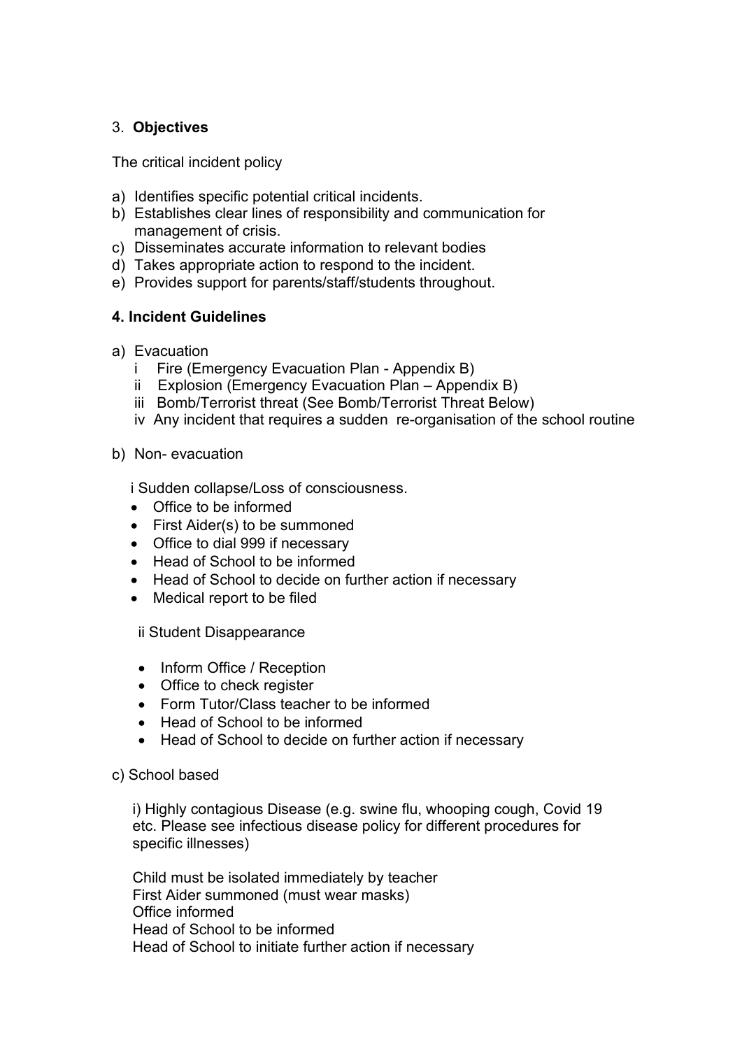## 3. **Objectives**

The critical incident policy

a) Identifies specific potential critical incidents.
b) Establishes clear lines of responsibility and communication for management of crisis.
c) Disseminates accurate information to relevant bodies
d) Takes appropriate action to respond to the incident.
e) Provides support for parents/staff/students throughout.

## 4. Incident Guidelines

a) Evacuation
   i Fire (Emergency Evacuation Plan - Appendix B)
   ii Explosion (Emergency Evacuation Plan – Appendix B)
   iii Bomb/Terrorist threat (See Bomb/Terrorist Threat Below)
   iv Any incident that requires a sudden re-organisation of the school routine

b) Non- evacuation

   i Sudden collapse/Loss of consciousness.

   - Office to be informed
   - First Aider(s) to be summoned
   - Office to dial 999 if necessary
   - Head of School to be informed
   - Head of School to decide on further action if necessary
   - Medical report to be filed

   ii Student Disappearance

   - Inform Office / Reception
   - Office to check register
   - Form Tutor/Class teacher to be informed
   - Head of School to be informed
   - Head of School to decide on further action if necessary

c) School based

   i) Highly contagious Disease (e.g. swine flu, whooping cough, Covid 19 etc. Please see infectious disease policy for different procedures for specific illnesses)

   Child must be isolated immediately by teacher
   First Aider summoned (must wear masks)
   Office informed
   Head of School to be informed
   Head of School to initiate further action if necessary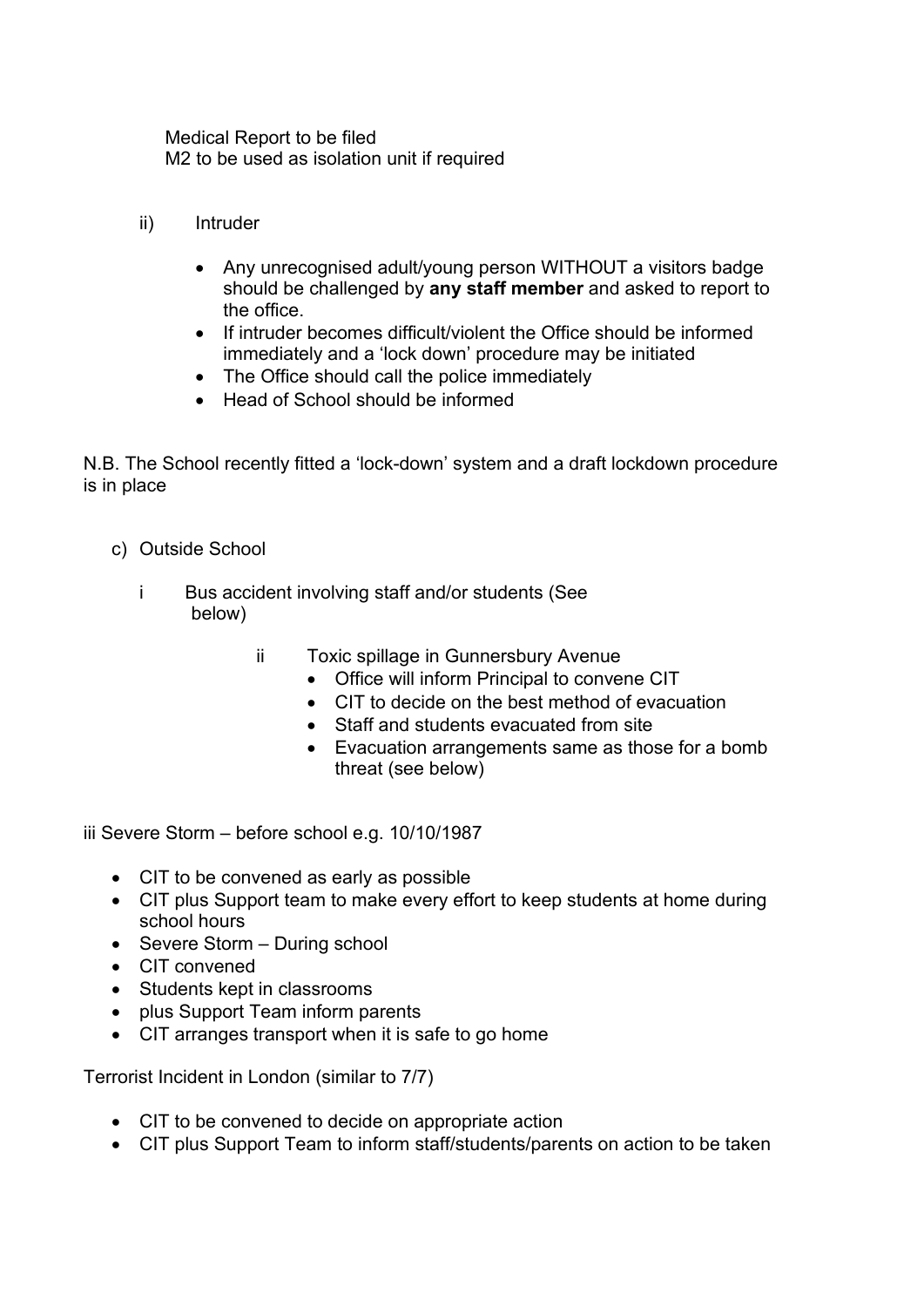Medical Report to be filed
M2 to be used as isolation unit if required

ii) Intruder

- Any unrecognised adult/young person WITHOUT a visitors badge should be challenged by **any staff member** and asked to report to the office.
- If intruder becomes difficult/violent the Office should be informed immediately and a 'lock down' procedure may be initiated
- The Office should call the police immediately
- Head of School should be informed

N.B. The School recently fitted a 'lock-down' system and a draft lockdown procedure is in place

c) Outside School

i Bus accident involving staff and/or students (See below)

ii Toxic spillage in Gunnersbury Avenue

- Office will inform Principal to convene CIT
- CIT to decide on the best method of evacuation
- Staff and students evacuated from site
- Evacuation arrangements same as those for a bomb threat (see below)

iii Severe Storm – before school e.g. 10/10/1987

- CIT to be convened as early as possible
- CIT plus Support team to make every effort to keep students at home during school hours
- Severe Storm – During school
- CIT convened
- Students kept in classrooms
- plus Support Team inform parents
- CIT arranges transport when it is safe to go home

Terrorist Incident in London (similar to 7/7)

- CIT to be convened to decide on appropriate action
- CIT plus Support Team to inform staff/students/parents on action to be taken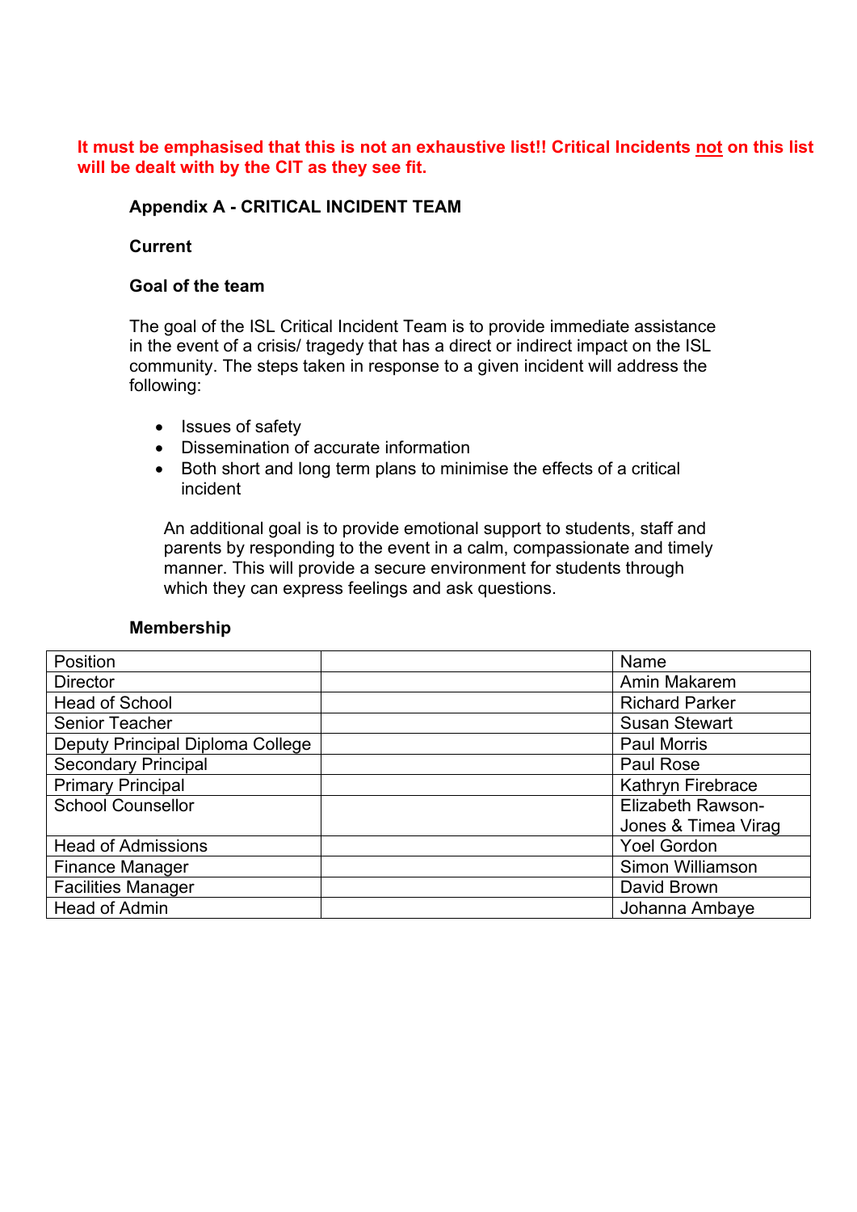**It must be emphasised that this is not an exhaustive list!! Critical Incidents not on this list will be dealt with by the CIT as they see fit.**

### Appendix A - CRITICAL INCIDENT TEAM

**Current**

**Goal of the team**

The goal of the ISL Critical Incident Team is to provide immediate assistance in the event of a crisis/ tragedy that has a direct or indirect impact on the ISL community. The steps taken in response to a given incident will address the following:

- Issues of safety
- Dissemination of accurate information
- Both short and long term plans to minimise the effects of a critical incident

An additional goal is to provide emotional support to students, staff and parents by responding to the event in a calm, compassionate and timely manner. This will provide a secure environment for students through which they can express feelings and ask questions.

**Membership**

| Position | | Name |
|---|---|---|
| Director | | Amin Makarem |
| Head of School | | Richard Parker |
| Senior Teacher | | Susan Stewart |
| Deputy Principal Diploma College | | Paul Morris |
| Secondary Principal | | Paul Rose |
| Primary Principal | | Kathryn Firebrace |
| School Counsellor | | Elizabeth Rawson-Jones & Timea Virag |
| Head of Admissions | | Yoel Gordon |
| Finance Manager | | Simon Williamson |
| Facilities Manager | | David Brown |
| Head of Admin | | Johanna Ambaye |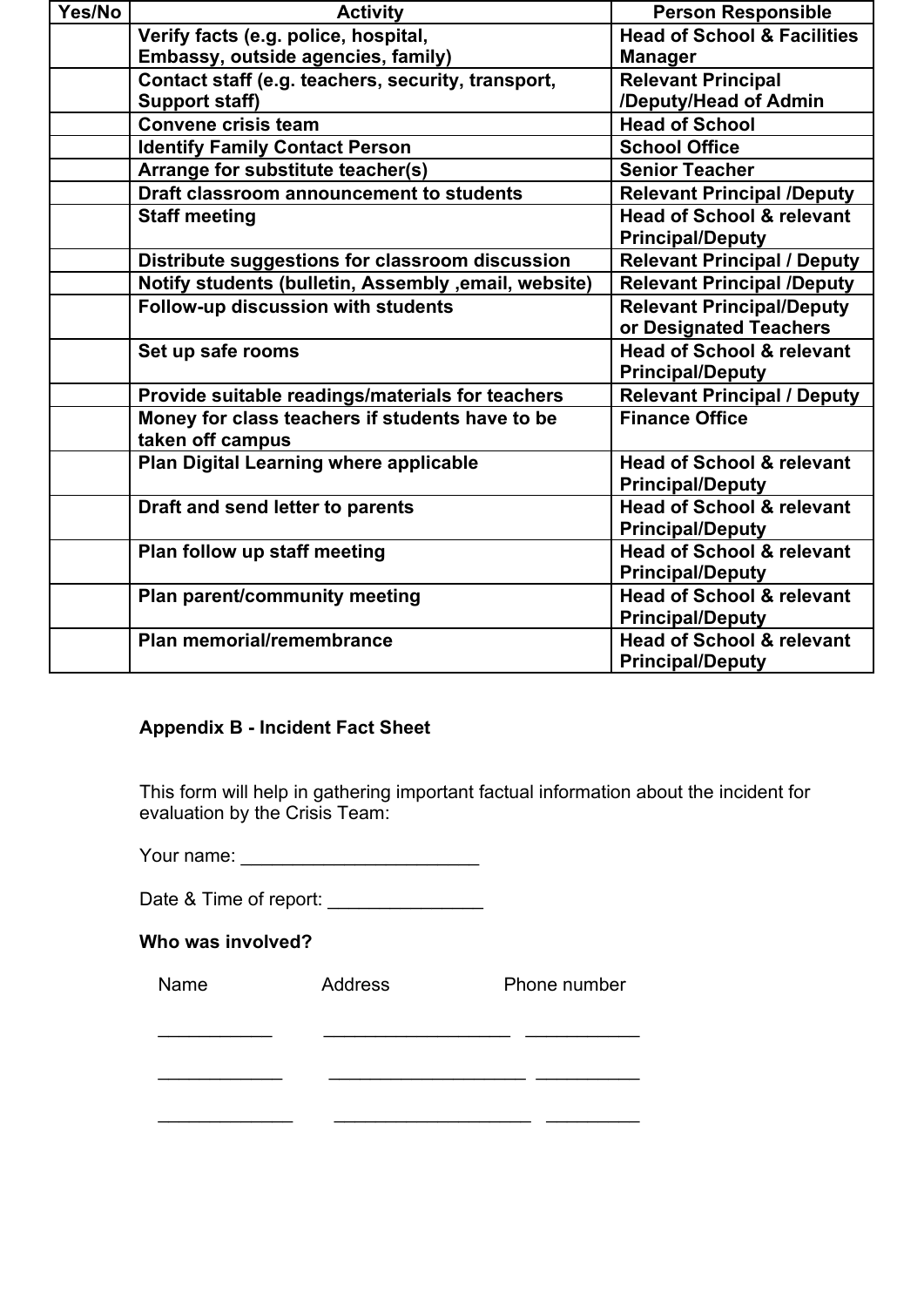| Yes/No | Activity | Person Responsible |
|---|---|---|
| | **Verify facts (e.g. police, hospital, Embassy, outside agencies, family)** | **Head of School & Facilities Manager** |
| | **Contact staff (e.g. teachers, security, transport, Support staff)** | **Relevant Principal /Deputy/Head of Admin** |
| | **Convene crisis team** | **Head of School** |
| | **Identify Family Contact Person** | **School Office** |
| | **Arrange for substitute teacher(s)** | **Senior Teacher** |
| | **Draft classroom announcement to students** | **Relevant Principal /Deputy** |
| | **Staff meeting** | **Head of School & relevant Principal/Deputy** |
| | **Distribute suggestions for classroom discussion** | **Relevant Principal / Deputy** |
| | **Notify students (bulletin, Assembly ,email, website)** | **Relevant Principal /Deputy** |
| | **Follow-up discussion with students** | **Relevant Principal/Deputy or Designated Teachers** |
| | **Set up safe rooms** | **Head of School & relevant Principal/Deputy** |
| | **Provide suitable readings/materials for teachers** | **Relevant Principal / Deputy** |
| | **Money for class teachers if students have to be taken off campus** | **Finance Office** |
| | **Plan Digital Learning where applicable** | **Head of School & relevant Principal/Deputy** |
| | **Draft and send letter to parents** | **Head of School & relevant Principal/Deputy** |
| | **Plan follow up staff meeting** | **Head of School & relevant Principal/Deputy** |
| | **Plan parent/community meeting** | **Head of School & relevant Principal/Deputy** |
| | **Plan memorial/remembrance** | **Head of School & relevant Principal/Deputy** |

**Appendix B - Incident Fact Sheet**

This form will help in gathering important factual information about the incident for evaluation by the Crisis Team:

Your name: _______________________

Date & Time of report: _______________

**Who was involved?**

Name Address Phone number

___________ __________________ ___________

____________ ___________________ __________

_____________ ___________________ _________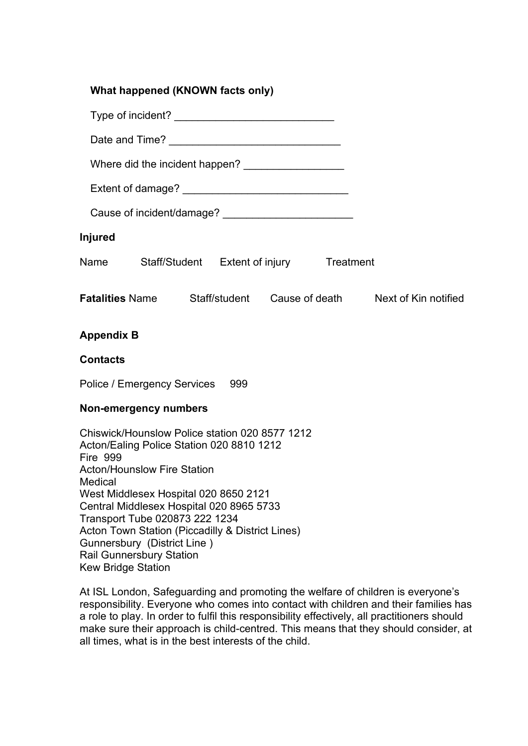**What happened (KNOWN facts only)**

Type of incident? ___________________________

Date and Time? _____________________________

Where did the incident happen? _________________

Extent of damage? ____________________________

Cause of incident/damage? ______________________

**Injured**

| Name | Staff/Student | Extent of injury | Treatment |
|---|---|---|---|

| **Fatalities** Name | Staff/student | Cause of death | Next of Kin notified |
|---|---|---|---|

**Appendix B**

**Contacts**

Police / Emergency Services 999

**Non-emergency numbers**

Chiswick/Hounslow Police station 020 8577 1212
Acton/Ealing Police Station 020 8810 1212
Fire 999
Acton/Hounslow Fire Station
Medical
West Middlesex Hospital 020 8650 2121
Central Middlesex Hospital 020 8965 5733
Transport Tube 020873 222 1234
Acton Town Station (Piccadilly & District Lines)
Gunnersbury (District Line )
Rail Gunnersbury Station
Kew Bridge Station

At ISL London, Safeguarding and promoting the welfare of children is everyone's responsibility. Everyone who comes into contact with children and their families has a role to play. In order to fulfil this responsibility effectively, all practitioners should make sure their approach is child-centred. This means that they should consider, at all times, what is in the best interests of the child.